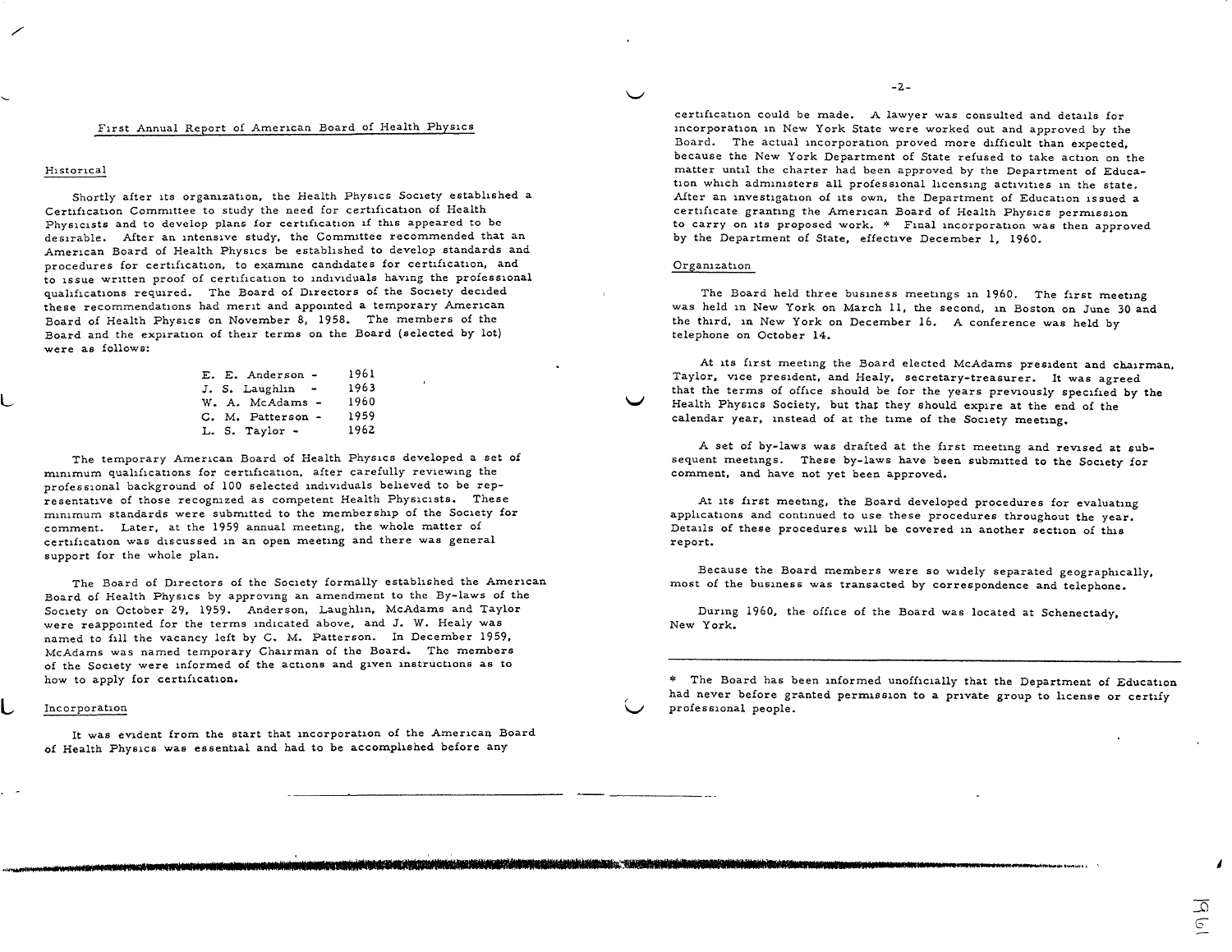# First Annual Report of American Board of Health Physics

## Historical

Shortly after its organization, the Health Physics Society established a Certification Committee to study the need for certification of Health Physicists and to develop plans for certification if this appeared to be desirable. After an intensive study, the Committee recommended that an American Board of Health Physics be established to develop standards and procedures for certification, to examine candidates for certification, and to issue written proof of certification to individuals having the professional qualifications required. The Board of Directors of the Society decided these recommendations had merit and appointed a temporary American Board of Health Physics on November 8, 1958. The members of the Board and the expiration of their terms on the Board (selected by lot) were as follows:

| | |
|---|---|
| E. E. Anderson - | 1961 |
| J. S. Laughlin - | 1963 |
| W. A. McAdams - | 1960 |
| C. M. Patterson - | 1959 |
| L. S. Taylor - | 1962 |

The temporary American Board of Health Physics developed a set of minimum qualifications for certification, after carefully reviewing the professional background of 100 selected individuals believed to be representative of those recognized as competent Health Physicists. These minimum standards were submitted to the membership of the Society for comment. Later, at the 1959 annual meeting, the whole matter of certification was discussed in an open meeting and there was general support for the whole plan.

The Board of Directors of the Society formally established the American Board of Health Physics by approving an amendment to the By-laws of the Society on October 29, 1959. Anderson, Laughlin, McAdams and Taylor were reappointed for the terms indicated above, and J. W. Healy was named to fill the vacancy left by C. M. Patterson. In December 1959, McAdams was named temporary Chairman of the Board. The members of the Society were informed of the actions and given instructions as to how to apply for certification.

## Incorporation

It was evident from the start that incorporation of the American Board of Health Physics was essential and had to be accomplished before any certification could be made. A lawyer was consulted and details for incorporation in New York State were worked out and approved by the Board. The actual incorporation proved more difficult than expected, because the New York Department of State refused to take action on the matter until the charter had been approved by the Department of Education which administers all professional licensing activities in the state. After an investigation of its own, the Department of Education issued a certificate granting the American Board of Health Physics permission to carry on its proposed work. * Final incorporation was then approved by the Department of State, effective December 1, 1960.

## Organization

The Board held three business meetings in 1960. The first meeting was held in New York on March 11, the second, in Boston on June 30 and the third, in New York on December 16. A conference was held by telephone on October 14.

At its first meeting the Board elected McAdams president and chairman, Taylor, vice president, and Healy, secretary-treasurer. It was agreed that the terms of office should be for the years previously specified by the Health Physics Society, but that they should expire at the end of the calendar year, instead of at the time of the Society meeting.

A set of by-laws was drafted at the first meeting and revised at subsequent meetings. These by-laws have been submitted to the Society for comment, and have not yet been approved.

At its first meeting, the Board developed procedures for evaluating applications and continued to use these procedures throughout the year. Details of these procedures will be covered in another section of this report.

Because the Board members were so widely separated geographically, most of the business was transacted by correspondence and telephone.

During 1960, the office of the Board was located at Schenectady, New York.

---

* The Board has been informed unofficially that the Department of Education had never before granted permission to a private group to license or certify professional people.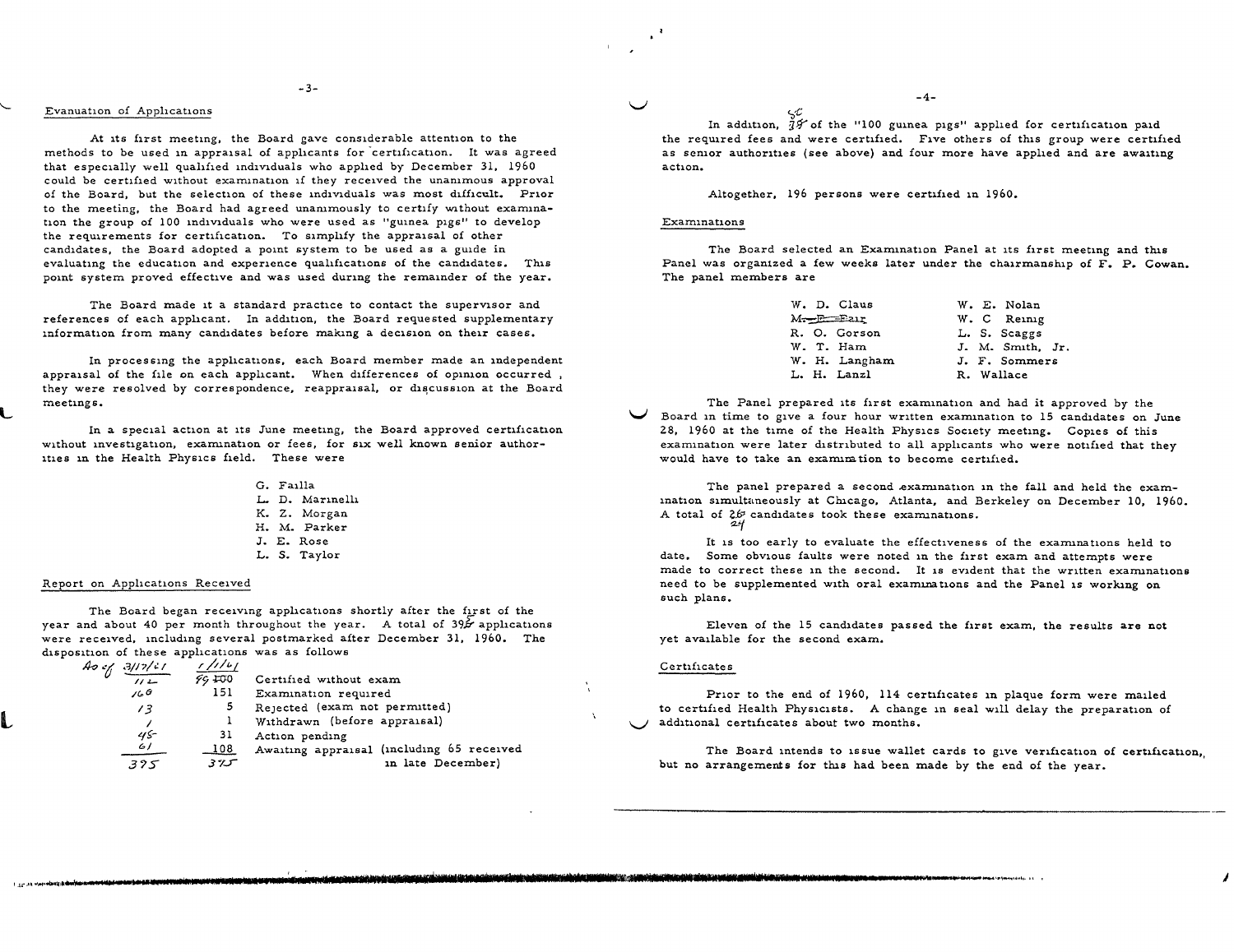## Evaluation of Applications

At its first meeting, the Board gave considerable attention to the methods to be used in appraisal of applicants for certification. It was agreed that especially well qualified individuals who applied by December 31, 1960 could be certified without examination if they received the unanimous approval of the Board, but the selection of these individuals was most difficult. Prior to the meeting, the Board had agreed unanimously to certify without examination the group of 100 individuals who were used as "guinea pigs" to develop the requirements for certification. To simplify the appraisal of other candidates, the Board adopted a point system to be used as a guide in evaluating the education and experience qualifications of the candidates. This point system proved effective and was used during the remainder of the year.

The Board made it a standard practice to contact the supervisor and references of each applicant. In addition, the Board requested supplementary information from many candidates before making a decision on their cases.

In processing the applications, each Board member made an independent appraisal of the file on each applicant. When differences of opinion occurred, they were resolved by correspondence, reappraisal, or discussion at the Board meetings.

In a special action at its June meeting, the Board approved certification without investigation, examination or fees, for six well known senior authorities in the Health Physics field. These were

G. Failla
L. D. Marinelli
K. Z. Morgan
H. M. Parker
J. E. Rose
L. S. Taylor

## Report on Applications Received

The Board began receiving applications shortly after the first of the year and about 40 per month throughout the year. A total of 39~~8~~5 applications were received, including several postmarked after December 31, 1960. The disposition of these applications was as follows

| As of 3/17/61 | 1/1/61 | |
|---|---|---|
| 112 | 99 ~~100~~ | Certified without exam |
| 160 | 151 | Examination required |
| 13 | 5 | Rejected (exam not permitted) |
| 1 | 1 | Withdrawn (before appraisal) |
| 45 | 31 | Action pending |
| 61 | 108 | Awaiting appraisal (including 65 received in late December) |
| 395 | 395 | |

In addition, ~~38~~ 56 of the "100 guinea pigs" applied for certification paid the required fees and were certified. Five others of this group were certified as senior authorities (see above) and four more have applied and are awaiting action.

Altogether, 196 persons were certified in 1960.

## Examinations

The Board selected an Examination Panel at its first meeting and this Panel was organized a few weeks later under the chairmanship of F. P. Cowan. The panel members are

| | |
|---|---|
| W. D. Claus | W. E. Nolan |
| ~~M. E. Fair~~ | W. C. Reinig |
| R. O. Gorson | L. S. Scaggs |
| W. T. Ham | J. M. Smith, Jr. |
| W. H. Langham | J. F. Sommers |
| L. H. Lanzl | R. Wallace |

The Panel prepared its first examination and had it approved by the Board in time to give a four hour written examination to 15 candidates on June 28, 1960 at the time of the Health Physics Society meeting. Copies of this examination were later distributed to all applicants who were notified that they would have to take an examination to become certified.

The panel prepared a second examination in the fall and held the examination simultaneously at Chicago, Atlanta, and Berkeley on December 10, 1960. A total of ~~26~~ 24 candidates took these examinations.

It is too early to evaluate the effectiveness of the examinations held to date. Some obvious faults were noted in the first exam and attempts were made to correct these in the second. It is evident that the written examinations need to be supplemented with oral examinations and the Panel is working on such plans.

Eleven of the 15 candidates passed the first exam, the results are not yet available for the second exam.

## Certificates

Prior to the end of 1960, 114 certificates in plaque form were mailed to certified Health Physicists. A change in seal will delay the preparation of additional certificates about two months.

The Board intends to issue wallet cards to give verification of certification, but no arrangements for this had been made by the end of the year.